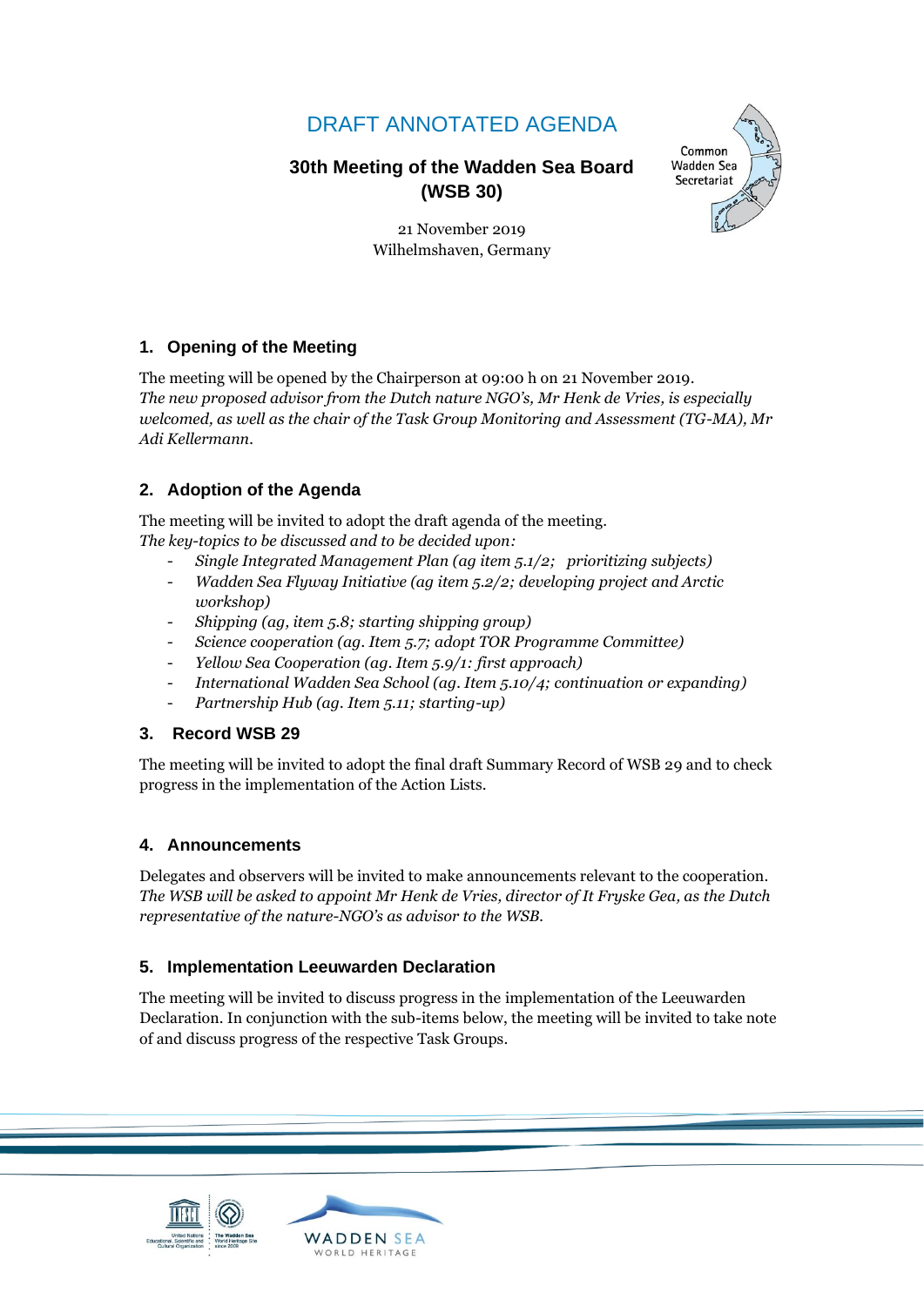# DRAFT ANNOTATED AGENDA

**30th Meeting of the Wadden Sea Board (WSB 30)**

21 November 2019
Wilhelmshaven, Germany

## 1. Opening of the Meeting

The meeting will be opened by the Chairperson at 09:00 h on 21 November 2019.
*The new proposed advisor from the Dutch nature NGO's, Mr Henk de Vries, is especially welcomed, as well as the chair of the Task Group Monitoring and Assessment (TG-MA), Mr Adi Kellermann.*

## 2. Adoption of the Agenda

The meeting will be invited to adopt the draft agenda of the meeting.
*The key-topics to be discussed and to be decided upon:*

- *Single Integrated Management Plan (ag item 5.1/2; prioritizing subjects)*
- *Wadden Sea Flyway Initiative (ag item 5.2/2; developing project and Arctic workshop)*
- *Shipping (ag, item 5.8; starting shipping group)*
- *Science cooperation (ag. Item 5.7; adopt TOR Programme Committee)*
- *Yellow Sea Cooperation (ag. Item 5.9/1: first approach)*
- *International Wadden Sea School (ag. Item 5.10/4; continuation or expanding)*
- *Partnership Hub (ag. Item 5.11; starting-up)*

## 3. Record WSB 29

The meeting will be invited to adopt the final draft Summary Record of WSB 29 and to check progress in the implementation of the Action Lists.

## 4. Announcements

Delegates and observers will be invited to make announcements relevant to the cooperation.
*The WSB will be asked to appoint Mr Henk de Vries, director of It Fryske Gea, as the Dutch representative of the nature-NGO's as advisor to the WSB.*

## 5. Implementation Leeuwarden Declaration

The meeting will be invited to discuss progress in the implementation of the Leeuwarden Declaration. In conjunction with the sub-items below, the meeting will be invited to take note of and discuss progress of the respective Task Groups.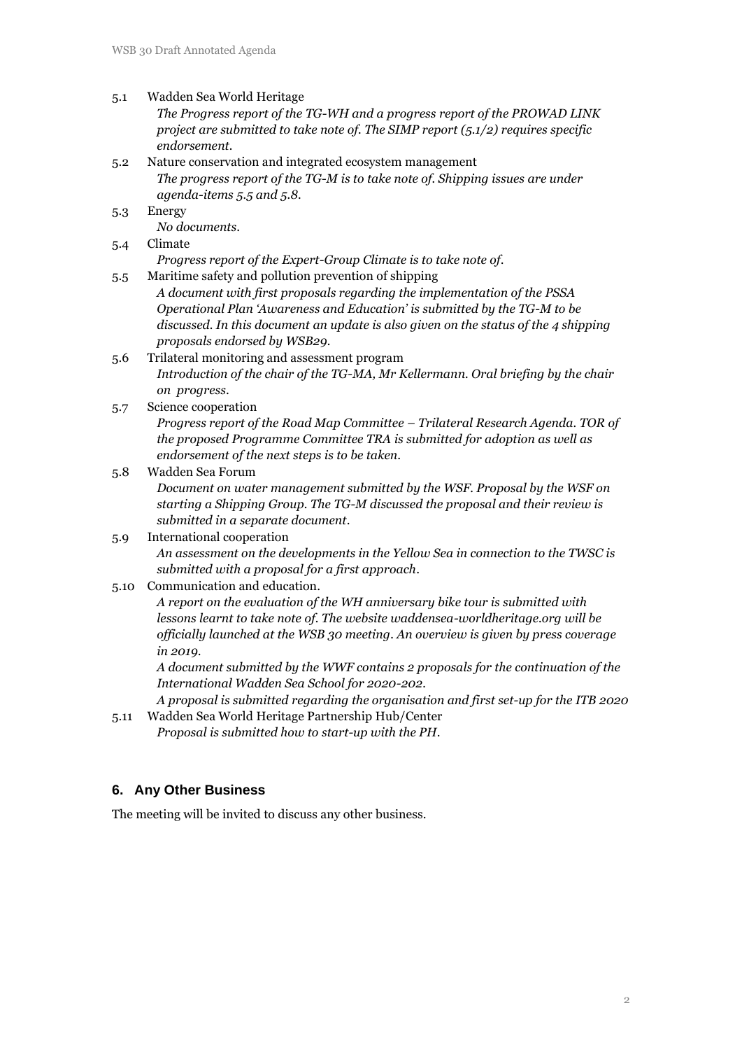5.1 Wadden Sea World Heritage

*The Progress report of the TG-WH and a progress report of the PROWAD LINK project are submitted to take note of. The SIMP report (5.1/2) requires specific endorsement.*

5.2 Nature conservation and integrated ecosystem management

*The progress report of the TG-M is to take note of. Shipping issues are under agenda-items 5.5 and 5.8.*

5.3 Energy

*No documents.*

5.4 Climate

*Progress report of the Expert-Group Climate is to take note of.*

5.5 Maritime safety and pollution prevention of shipping

*A document with first proposals regarding the implementation of the PSSA Operational Plan 'Awareness and Education' is submitted by the TG-M to be discussed. In this document an update is also given on the status of the 4 shipping proposals endorsed by WSB29.*

5.6 Trilateral monitoring and assessment program

*Introduction of the chair of the TG-MA, Mr Kellermann. Oral briefing by the chair on progress.*

5.7 Science cooperation

*Progress report of the Road Map Committee – Trilateral Research Agenda. TOR of the proposed Programme Committee TRA is submitted for adoption as well as endorsement of the next steps is to be taken.*

5.8 Wadden Sea Forum

*Document on water management submitted by the WSF. Proposal by the WSF on starting a Shipping Group. The TG-M discussed the proposal and their review is submitted in a separate document.*

5.9 International cooperation

*An assessment on the developments in the Yellow Sea in connection to the TWSC is submitted with a proposal for a first approach.*

5.10 Communication and education.

*A report on the evaluation of the WH anniversary bike tour is submitted with lessons learnt to take note of. The website waddensea-worldheritage.org will be officially launched at the WSB 30 meeting. An overview is given by press coverage in 2019.*

*A document submitted by the WWF contains 2 proposals for the continuation of the International Wadden Sea School for 2020-202.*

*A proposal is submitted regarding the organisation and first set-up for the ITB 2020*

5.11 Wadden Sea World Heritage Partnership Hub/Center

*Proposal is submitted how to start-up with the PH.*

## 6. Any Other Business

The meeting will be invited to discuss any other business.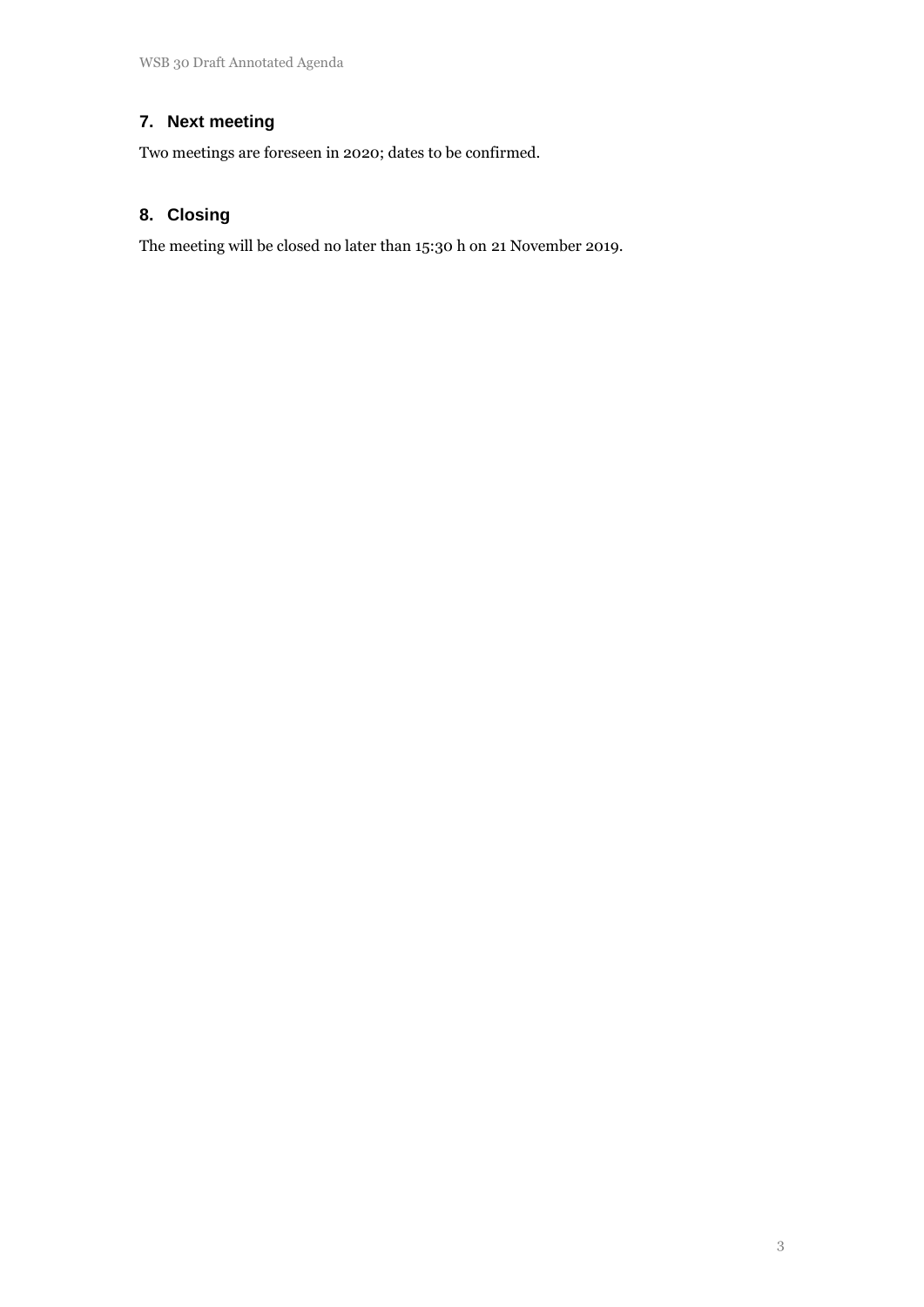## 7. Next meeting

Two meetings are foreseen in 2020; dates to be confirmed.

## 8. Closing

The meeting will be closed no later than 15:30 h on 21 November 2019.